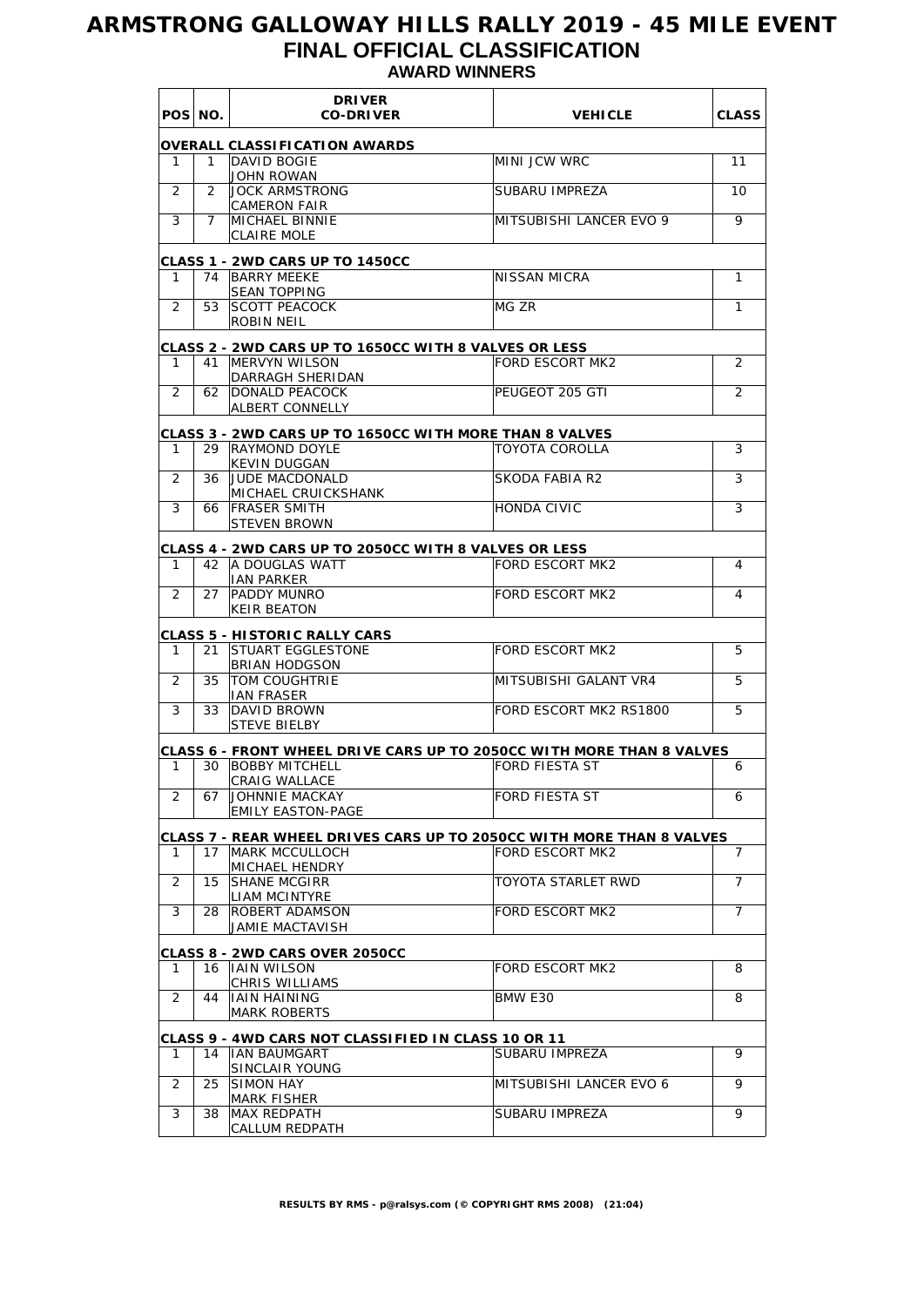# ARMSTRONG GALLOWAY HILLS RALLY 2019 - 45 MILE EVENT

## FINAL OFFICIAL CLASSIFICATION

### AWARD WINNERS

| POS | NO. | DRIVER / CO-DRIVER | VEHICLE | CLASS |
|---|---|---|---|---|
| **OVERALL CLASSIFICATION AWARDS** | | | | |
| 1 | 1 | DAVID BOGIE / JOHN ROWAN | MINI JCW WRC | 11 |
| 2 | 2 | JOCK ARMSTRONG / CAMERON FAIR | SUBARU IMPREZA | 10 |
| 3 | 7 | MICHAEL BINNIE / CLAIRE MOLE | MITSUBISHI LANCER EVO 9 | 9 |
| **CLASS 1 - 2WD CARS UP TO 1450CC** | | | | |
| 1 | 74 | BARRY MEEKE / SEAN TOPPING | NISSAN MICRA | 1 |
| 2 | 53 | SCOTT PEACOCK / ROBIN NEIL | MG ZR | 1 |
| **CLASS 2 - 2WD CARS UP TO 1650CC WITH 8 VALVES OR LESS** | | | | |
| 1 | 41 | MERVYN WILSON / DARRAGH SHERIDAN | FORD ESCORT MK2 | 2 |
| 2 | 62 | DONALD PEACOCK / ALBERT CONNELLY | PEUGEOT 205 GTI | 2 |
| **CLASS 3 - 2WD CARS UP TO 1650CC WITH MORE THAN 8 VALVES** | | | | |
| 1 | 29 | RAYMOND DOYLE / KEVIN DUGGAN | TOYOTA COROLLA | 3 |
| 2 | 36 | JUDE MACDONALD / MICHAEL CRUICKSHANK | SKODA FABIA R2 | 3 |
| 3 | 66 | FRASER SMITH / STEVEN BROWN | HONDA CIVIC | 3 |
| **CLASS 4 - 2WD CARS UP TO 2050CC WITH 8 VALVES OR LESS** | | | | |
| 1 | 42 | A DOUGLAS WATT / IAN PARKER | FORD ESCORT MK2 | 4 |
| 2 | 27 | PADDY MUNRO / KEIR BEATON | FORD ESCORT MK2 | 4 |
| **CLASS 5 - HISTORIC RALLY CARS** | | | | |
| 1 | 21 | STUART EGGLESTONE / BRIAN HODGSON | FORD ESCORT MK2 | 5 |
| 2 | 35 | TOM COUGHTRIE / IAN FRASER | MITSUBISHI GALANT VR4 | 5 |
| 3 | 33 | DAVID BROWN / STEVE BIELBY | FORD ESCORT MK2 RS1800 | 5 |
| **CLASS 6 - FRONT WHEEL DRIVE CARS UP TO 2050CC WITH MORE THAN 8 VALVES** | | | | |
| 1 | 30 | BOBBY MITCHELL / CRAIG WALLACE | FORD FIESTA ST | 6 |
| 2 | 67 | JOHNNIE MACKAY / EMILY EASTON-PAGE | FORD FIESTA ST | 6 |
| **CLASS 7 - REAR WHEEL DRIVES CARS UP TO 2050CC WITH MORE THAN 8 VALVES** | | | | |
| 1 | 17 | MARK MCCULLOCH / MICHAEL HENDRY | FORD ESCORT MK2 | 7 |
| 2 | 15 | SHANE MCGIRR / LIAM MCINTYRE | TOYOTA STARLET RWD | 7 |
| 3 | 28 | ROBERT ADAMSON / JAMIE MACTAVISH | FORD ESCORT MK2 | 7 |
| **CLASS 8 - 2WD CARS OVER 2050CC** | | | | |
| 1 | 16 | IAIN WILSON / CHRIS WILLIAMS | FORD ESCORT MK2 | 8 |
| 2 | 44 | IAIN HAINING / MARK ROBERTS | BMW E30 | 8 |
| **CLASS 9 - 4WD CARS NOT CLASSIFIED IN CLASS 10 OR 11** | | | | |
| 1 | 14 | IAN BAUMGART / SINCLAIR YOUNG | SUBARU IMPREZA | 9 |
| 2 | 25 | SIMON HAY / MARK FISHER | MITSUBISHI LANCER EVO 6 | 9 |
| 3 | 38 | MAX REDPATH / CALLUM REDPATH | SUBARU IMPREZA | 9 |

**RESULTS BY RMS - p@ralsys.com (© COPYRIGHT RMS 2008) (21:04)**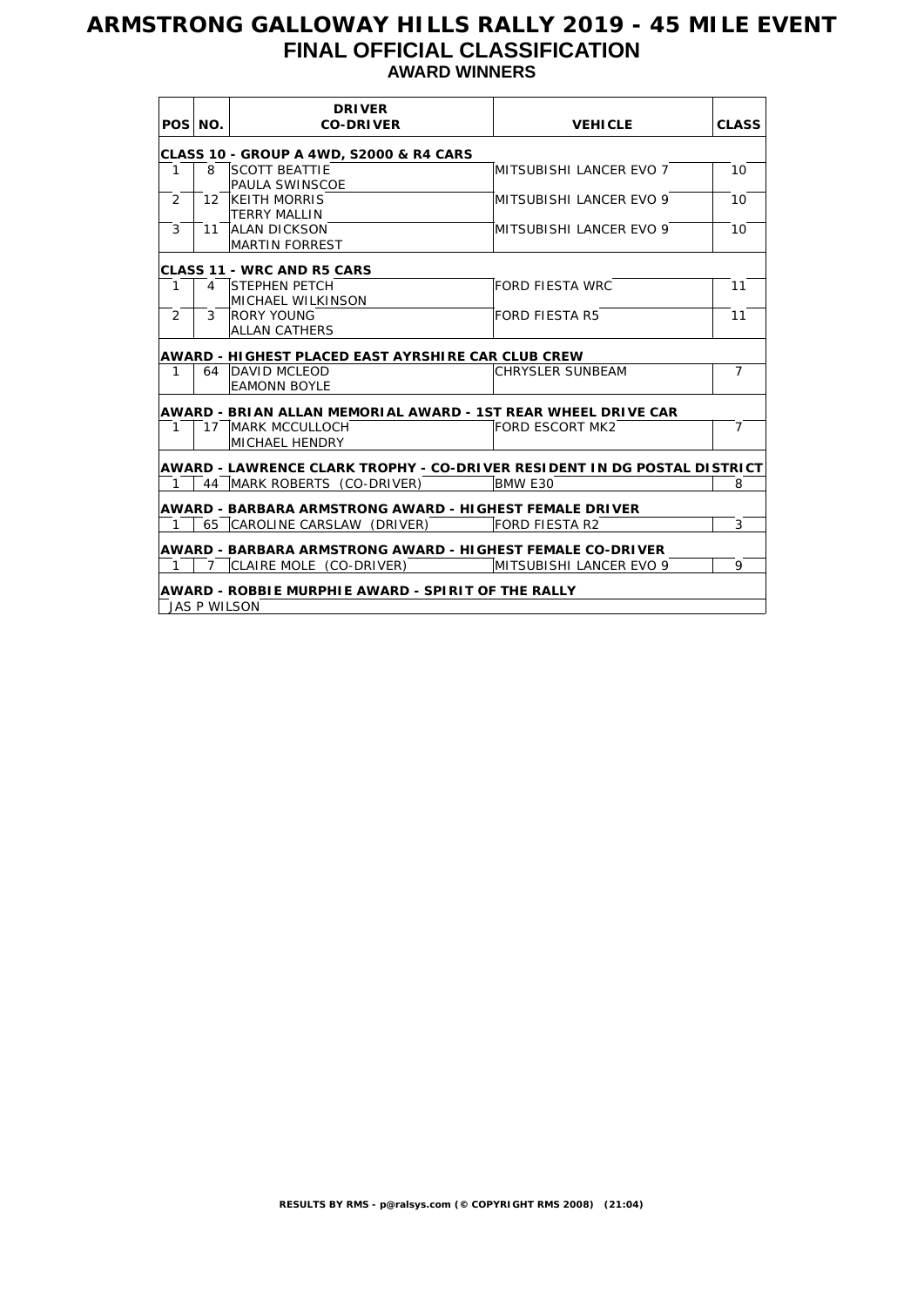# ARMSTRONG GALLOWAY HILLS RALLY 2019 - 45 MILE EVENT

## FINAL OFFICIAL CLASSIFICATION

### AWARD WINNERS

| POS | NO. | DRIVER / CO-DRIVER | VEHICLE | CLASS |
|---|---|---|---|---|
| **CLASS 10 - GROUP A 4WD, S2000 & R4 CARS** | | | | |
| 1 | 8 | SCOTT BEATTIE / PAULA SWINSCOE | MITSUBISHI LANCER EVO 7 | 10 |
| 2 | 12 | KEITH MORRIS / TERRY MALLIN | MITSUBISHI LANCER EVO 9 | 10 |
| 3 | 11 | ALAN DICKSON / MARTIN FORREST | MITSUBISHI LANCER EVO 9 | 10 |
| **CLASS 11 - WRC AND R5 CARS** | | | | |
| 1 | 4 | STEPHEN PETCH / MICHAEL WILKINSON | FORD FIESTA WRC | 11 |
| 2 | 3 | RORY YOUNG / ALLAN CATHERS | FORD FIESTA R5 | 11 |
| **AWARD - HIGHEST PLACED EAST AYRSHIRE CAR CLUB CREW** | | | | |
| 1 | 64 | DAVID MCLEOD / EAMONN BOYLE | CHRYSLER SUNBEAM | 7 |
| **AWARD - BRIAN ALLAN MEMORIAL AWARD - 1ST REAR WHEEL DRIVE CAR** | | | | |
| 1 | 17 | MARK MCCULLOCH / MICHAEL HENDRY | FORD ESCORT MK2 | 7 |
| **AWARD - LAWRENCE CLARK TROPHY - CO-DRIVER RESIDENT IN DG POSTAL DISTRICT** | | | | |
| 1 | 44 | MARK ROBERTS (CO-DRIVER) | BMW E30 | 8 |
| **AWARD - BARBARA ARMSTRONG AWARD - HIGHEST FEMALE DRIVER** | | | | |
| 1 | 65 | CAROLINE CARSLAW (DRIVER) | FORD FIESTA R2 | 3 |
| **AWARD - BARBARA ARMSTRONG AWARD - HIGHEST FEMALE CO-DRIVER** | | | | |
| 1 | 7 | CLAIRE MOLE (CO-DRIVER) | MITSUBISHI LANCER EVO 9 | 9 |
| **AWARD - ROBBIE MURPHIE AWARD - SPIRIT OF THE RALLY** | | | | |
| JAS P WILSON | | | | |

RESULTS BY RMS - p@ralsys.com (© COPYRIGHT RMS 2008) (21:04)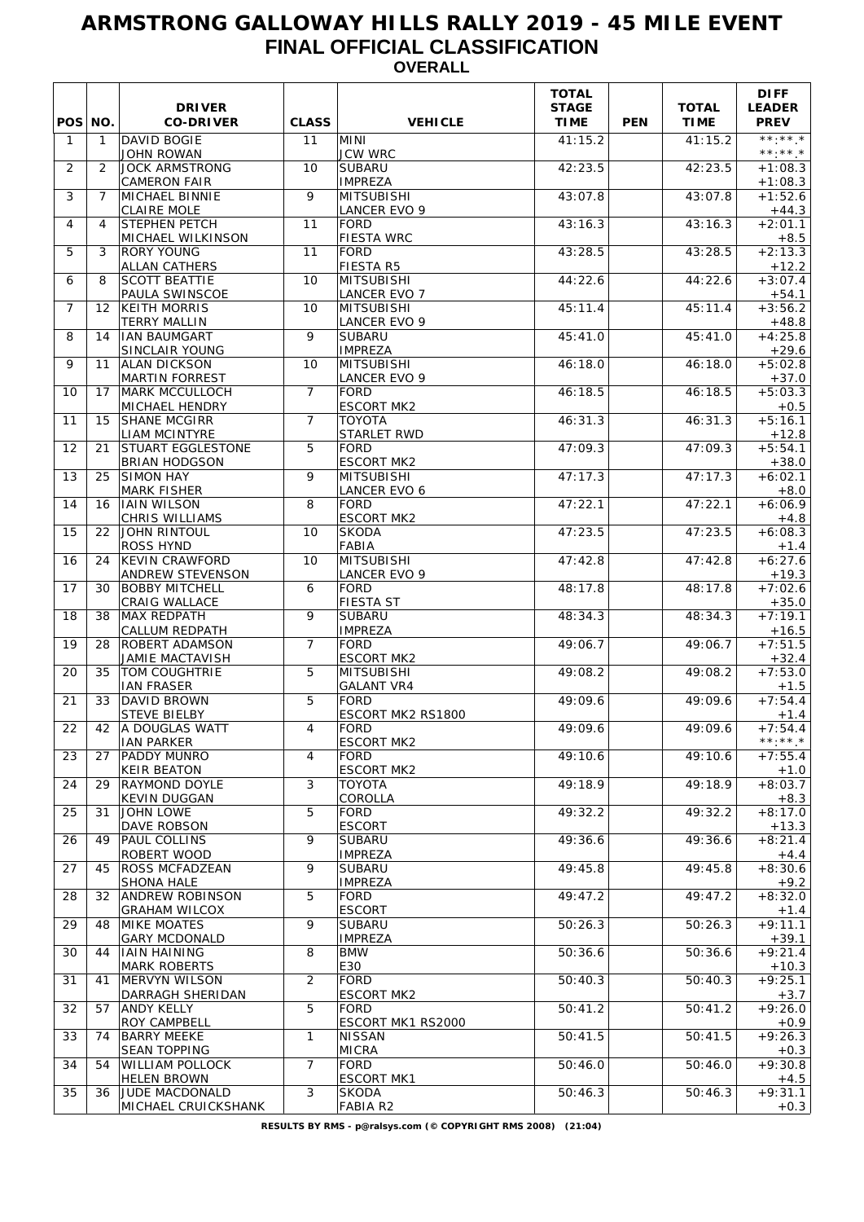# ARMSTRONG GALLOWAY HILLS RALLY 2019 - 45 MILE EVENT

## FINAL OFFICIAL CLASSIFICATION

### OVERALL

| POS | NO. | DRIVER / CO-DRIVER | CLASS | VEHICLE | TOTAL STAGE TIME | PEN | TOTAL TIME | DIFF LEADER / PREV |
|---|---|---|---|---|---|---|---|---|
| 1 | 1 | DAVID BOGIE / JOHN ROWAN | 11 | MINI / JCW WRC | 41:15.2 | | 41:15.2 | **:**.* / **:**.* |
| 2 | 2 | JOCK ARMSTRONG / CAMERON FAIR | 10 | SUBARU / IMPREZA | 42:23.5 | | 42:23.5 | +1:08.3 / +1:08.3 |
| 3 | 7 | MICHAEL BINNIE / CLAIRE MOLE | 9 | MITSUBISHI / LANCER EVO 9 | 43:07.8 | | 43:07.8 | +1:52.6 / +44.3 |
| 4 | 4 | STEPHEN PETCH / MICHAEL WILKINSON | 11 | FORD / FIESTA WRC | 43:16.3 | | 43:16.3 | +2:01.1 / +8.5 |
| 5 | 3 | RORY YOUNG / ALLAN CATHERS | 11 | FORD / FIESTA R5 | 43:28.5 | | 43:28.5 | +2:13.3 / +12.2 |
| 6 | 8 | SCOTT BEATTIE / PAULA SWINSCOE | 10 | MITSUBISHI / LANCER EVO 7 | 44:22.6 | | 44:22.6 | +3:07.4 / +54.1 |
| 7 | 12 | KEITH MORRIS / TERRY MALLIN | 10 | MITSUBISHI / LANCER EVO 9 | 45:11.4 | | 45:11.4 | +3:56.2 / +48.8 |
| 8 | 14 | IAN BAUMGART / SINCLAIR YOUNG | 9 | SUBARU / IMPREZA | 45:41.0 | | 45:41.0 | +4:25.8 / +29.6 |
| 9 | 11 | ALAN DICKSON / MARTIN FORREST | 10 | MITSUBISHI / LANCER EVO 9 | 46:18.0 | | 46:18.0 | +5:02.8 / +37.0 |
| 10 | 17 | MARK MCCULLOCH / MICHAEL HENDRY | 7 | FORD / ESCORT MK2 | 46:18.5 | | 46:18.5 | +5:03.3 / +0.5 |
| 11 | 15 | SHANE MCGIRR / LIAM MCINTYRE | 7 | TOYOTA / STARLET RWD | 46:31.3 | | 46:31.3 | +5:16.1 / +12.8 |
| 12 | 21 | STUART EGGLESTONE / BRIAN HODGSON | 5 | FORD / ESCORT MK2 | 47:09.3 | | 47:09.3 | +5:54.1 / +38.0 |
| 13 | 25 | SIMON HAY / MARK FISHER | 9 | MITSUBISHI / LANCER EVO 6 | 47:17.3 | | 47:17.3 | +6:02.1 / +8.0 |
| 14 | 16 | IAIN WILSON / CHRIS WILLIAMS | 8 | FORD / ESCORT MK2 | 47:22.1 | | 47:22.1 | +6:06.9 / +4.8 |
| 15 | 22 | JOHN RINTOUL / ROSS HYND | 10 | SKODA / FABIA | 47:23.5 | | 47:23.5 | +6:08.3 / +1.4 |
| 16 | 24 | KEVIN CRAWFORD / ANDREW STEVENSON | 10 | MITSUBISHI / LANCER EVO 9 | 47:42.8 | | 47:42.8 | +6:27.6 / +19.3 |
| 17 | 30 | BOBBY MITCHELL / CRAIG WALLACE | 6 | FORD / FIESTA ST | 48:17.8 | | 48:17.8 | +7:02.6 / +35.0 |
| 18 | 38 | MAX REDPATH / CALLUM REDPATH | 9 | SUBARU / IMPREZA | 48:34.3 | | 48:34.3 | +7:19.1 / +16.5 |
| 19 | 28 | ROBERT ADAMSON / JAMIE MACTAVISH | 7 | FORD / ESCORT MK2 | 49:06.7 | | 49:06.7 | +7:51.5 / +32.4 |
| 20 | 35 | TOM COUGHTRIE / IAN FRASER | 5 | MITSUBISHI / GALANT VR4 | 49:08.2 | | 49:08.2 | +7:53.0 / +1.5 |
| 21 | 33 | DAVID BROWN / STEVE BIELBY | 5 | FORD / ESCORT MK2 RS1800 | 49:09.6 | | 49:09.6 | +7:54.4 / +1.4 |
| 22 | 42 | A DOUGLAS WATT / IAN PARKER | 4 | FORD / ESCORT MK2 | 49:09.6 | | 49:09.6 | +7:54.4 / **:**.* |
| 23 | 27 | PADDY MUNRO / KEIR BEATON | 4 | FORD / ESCORT MK2 | 49:10.6 | | 49:10.6 | +7:55.4 / +1.0 |
| 24 | 29 | RAYMOND DOYLE / KEVIN DUGGAN | 3 | TOYOTA / COROLLA | 49:18.9 | | 49:18.9 | +8:03.7 / +8.3 |
| 25 | 31 | JOHN LOWE / DAVE ROBSON | 5 | FORD / ESCORT | 49:32.2 | | 49:32.2 | +8:17.0 / +13.3 |
| 26 | 49 | PAUL COLLINS / ROBERT WOOD | 9 | SUBARU / IMPREZA | 49:36.6 | | 49:36.6 | +8:21.4 / +4.4 |
| 27 | 45 | ROSS MCFADZEAN / SHONA HALE | 9 | SUBARU / IMPREZA | 49:45.8 | | 49:45.8 | +8:30.6 / +9.2 |
| 28 | 32 | ANDREW ROBINSON / GRAHAM WILCOX | 5 | FORD / ESCORT | 49:47.2 | | 49:47.2 | +8:32.0 / +1.4 |
| 29 | 48 | MIKE MOATES / GARY MCDONALD | 9 | SUBARU / IMPREZA | 50:26.3 | | 50:26.3 | +9:11.1 / +39.1 |
| 30 | 44 | IAIN HAINING / MARK ROBERTS | 8 | BMW / E30 | 50:36.6 | | 50:36.6 | +9:21.4 / +10.3 |
| 31 | 41 | MERVYN WILSON / DARRAGH SHERIDAN | 2 | FORD / ESCORT MK2 | 50:40.3 | | 50:40.3 | +9:25.1 / +3.7 |
| 32 | 57 | ANDY KELLY / ROY CAMPBELL | 5 | FORD / ESCORT MK1 RS2000 | 50:41.2 | | 50:41.2 | +9:26.0 / +0.9 |
| 33 | 74 | BARRY MEEKE / SEAN TOPPING | 1 | NISSAN / MICRA | 50:41.5 | | 50:41.5 | +9:26.3 / +0.3 |
| 34 | 54 | WILLIAM POLLOCK / HELEN BROWN | 7 | FORD / ESCORT MK1 | 50:46.0 | | 50:46.0 | +9:30.8 / +4.5 |
| 35 | 36 | JUDE MACDONALD / MICHAEL CRUICKSHANK | 3 | SKODA / FABIA R2 | 50:46.3 | | 50:46.3 | +9:31.1 / +0.3 |

**RESULTS BY RMS - p@ralsys.com (© COPYRIGHT RMS 2008) (21:04)**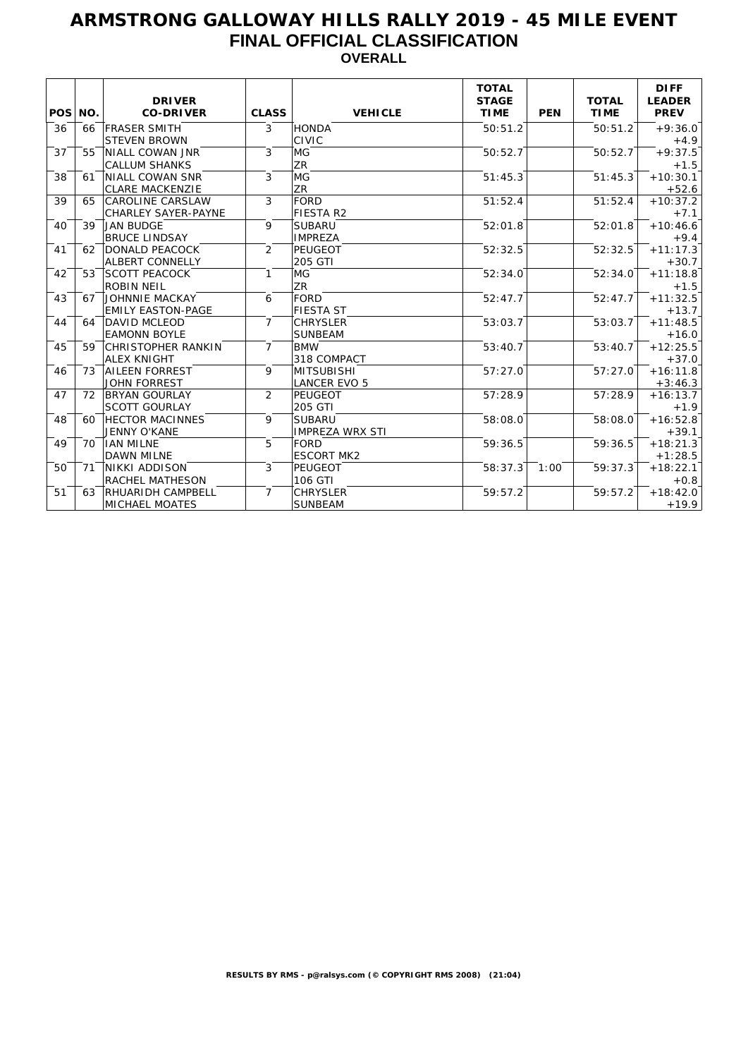# ARMSTRONG GALLOWAY HILLS RALLY 2019 - 45 MILE EVENT

## FINAL OFFICIAL CLASSIFICATION

### OVERALL

| POS | NO. | DRIVER / CO-DRIVER | CLASS | VEHICLE | TOTAL STAGE TIME | PEN | TOTAL TIME | DIFF LEADER / PREV |
|---|---|---|---|---|---|---|---|---|
| 36 | 66 | FRASER SMITH / STEVEN BROWN | 3 | HONDA / CIVIC | 50:51.2 | | 50:51.2 | +9:36.0 / +4.9 |
| 37 | 55 | NIALL COWAN JNR / CALLUM SHANKS | 3 | MG / ZR | 50:52.7 | | 50:52.7 | +9:37.5 / +1.5 |
| 38 | 61 | NIALL COWAN SNR / CLARE MACKENZIE | 3 | MG / ZR | 51:45.3 | | 51:45.3 | +10:30.1 / +52.6 |
| 39 | 65 | CAROLINE CARSLAW / CHARLEY SAYER-PAYNE | 3 | FORD / FIESTA R2 | 51:52.4 | | 51:52.4 | +10:37.2 / +7.1 |
| 40 | 39 | JAN BUDGE / BRUCE LINDSAY | 9 | SUBARU / IMPREZA | 52:01.8 | | 52:01.8 | +10:46.6 / +9.4 |
| 41 | 62 | DONALD PEACOCK / ALBERT CONNELLY | 2 | PEUGEOT / 205 GTI | 52:32.5 | | 52:32.5 | +11:17.3 / +30.7 |
| 42 | 53 | SCOTT PEACOCK / ROBIN NEIL | 1 | MG / ZR | 52:34.0 | | 52:34.0 | +11:18.8 / +1.5 |
| 43 | 67 | JOHNNIE MACKAY / EMILY EASTON-PAGE | 6 | FORD / FIESTA ST | 52:47.7 | | 52:47.7 | +11:32.5 / +13.7 |
| 44 | 64 | DAVID MCLEOD / EAMONN BOYLE | 7 | CHRYSLER / SUNBEAM | 53:03.7 | | 53:03.7 | +11:48.5 / +16.0 |
| 45 | 59 | CHRISTOPHER RANKIN / ALEX KNIGHT | 7 | BMW / 318 COMPACT | 53:40.7 | | 53:40.7 | +12:25.5 / +37.0 |
| 46 | 73 | AILEEN FORREST / JOHN FORREST | 9 | MITSUBISHI / LANCER EVO 5 | 57:27.0 | | 57:27.0 | +16:11.8 / +3:46.3 |
| 47 | 72 | BRYAN GOURLAY / SCOTT GOURLAY | 2 | PEUGEOT / 205 GTI | 57:28.9 | | 57:28.9 | +16:13.7 / +1.9 |
| 48 | 60 | HECTOR MACINNES / JENNY O'KANE | 9 | SUBARU / IMPREZA WRX STI | 58:08.0 | | 58:08.0 | +16:52.8 / +39.1 |
| 49 | 70 | IAN MILNE / DAWN MILNE | 5 | FORD / ESCORT MK2 | 59:36.5 | | 59:36.5 | +18:21.3 / +1:28.5 |
| 50 | 71 | NIKKI ADDISON / RACHEL MATHESON | 3 | PEUGEOT / 106 GTI | 58:37.3 | 1:00 | 59:37.3 | +18:22.1 / +0.8 |
| 51 | 63 | RHUARIDH CAMPBELL / MICHAEL MOATES | 7 | CHRYSLER / SUNBEAM | 59:57.2 | | 59:57.2 | +18:42.0 / +19.9 |

**RESULTS BY RMS - p@ralsys.com (© COPYRIGHT RMS 2008) (21:04)**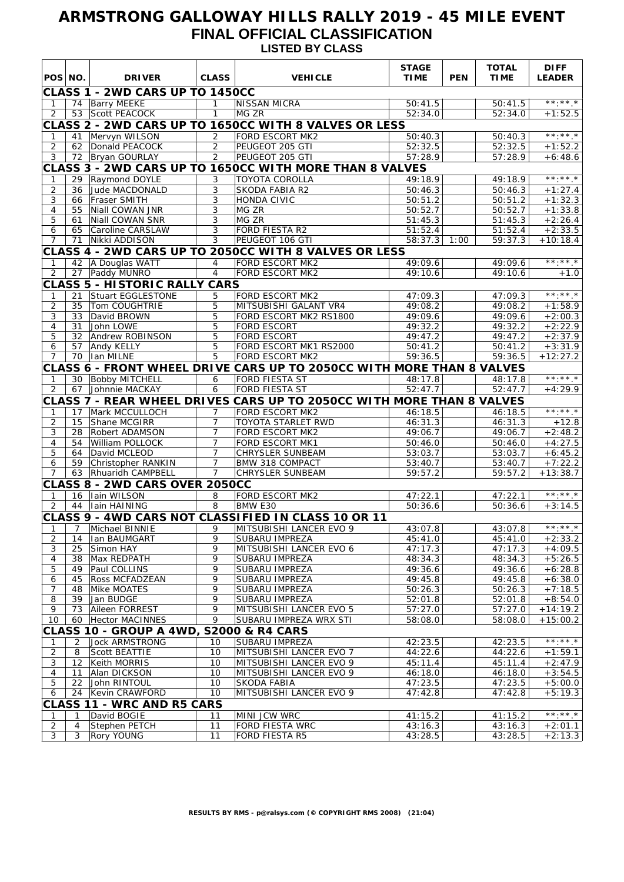# ARMSTRONG GALLOWAY HILLS RALLY 2019 - 45 MILE EVENT

## FINAL OFFICIAL CLASSIFICATION

### LISTED BY CLASS

| POS | NO. | DRIVER | CLASS | VEHICLE | STAGE TIME | PEN | TOTAL TIME | DIFF LEADER |
|---|---|---|---|---|---|---|---|---|
| **CLASS 1 - 2WD CARS UP TO 1450CC** | | | | | | | | |
| 1 | 74 | Barry MEEKE | 1 | NISSAN MICRA | 50:41.5 | | 50:41.5 | **:**.* |
| 2 | 53 | Scott PEACOCK | 1 | MG ZR | 52:34.0 | | 52:34.0 | +1:52.5 |
| **CLASS 2 - 2WD CARS UP TO 1650CC WITH 8 VALVES OR LESS** | | | | | | | | |
| 1 | 41 | Mervyn WILSON | 2 | FORD ESCORT MK2 | 50:40.3 | | 50:40.3 | **:**.* |
| 2 | 62 | Donald PEACOCK | 2 | PEUGEOT 205 GTI | 52:32.5 | | 52:32.5 | +1:52.2 |
| 3 | 72 | Bryan GOURLAY | 2 | PEUGEOT 205 GTI | 57:28.9 | | 57:28.9 | +6:48.6 |
| **CLASS 3 - 2WD CARS UP TO 1650CC WITH MORE THAN 8 VALVES** | | | | | | | | |
| 1 | 29 | Raymond DOYLE | 3 | TOYOTA COROLLA | 49:18.9 | | 49:18.9 | **:**.* |
| 2 | 36 | Jude MACDONALD | 3 | SKODA FABIA R2 | 50:46.3 | | 50:46.3 | +1:27.4 |
| 3 | 66 | Fraser SMITH | 3 | HONDA CIVIC | 50:51.2 | | 50:51.2 | +1:32.3 |
| 4 | 55 | Niall COWAN JNR | 3 | MG ZR | 50:52.7 | | 50:52.7 | +1:33.8 |
| 5 | 61 | Niall COWAN SNR | 3 | MG ZR | 51:45.3 | | 51:45.3 | +2:26.4 |
| 6 | 65 | Caroline CARSLAW | 3 | FORD FIESTA R2 | 51:52.4 | | 51:52.4 | +2:33.5 |
| 7 | 71 | Nikki ADDISON | 3 | PEUGEOT 106 GTI | 58:37.3 | 1:00 | 59:37.3 | +10:18.4 |
| **CLASS 4 - 2WD CARS UP TO 2050CC WITH 8 VALVES OR LESS** | | | | | | | | |
| 1 | 42 | A Douglas WATT | 4 | FORD ESCORT MK2 | 49:09.6 | | 49:09.6 | **:**.* |
| 2 | 27 | Paddy MUNRO | 4 | FORD ESCORT MK2 | 49:10.6 | | 49:10.6 | +1.0 |
| **CLASS 5 - HISTORIC RALLY CARS** | | | | | | | | |
| 1 | 21 | Stuart EGGLESTONE | 5 | FORD ESCORT MK2 | 47:09.3 | | 47:09.3 | **:**.* |
| 2 | 35 | Tom COUGHTRIE | 5 | MITSUBISHI GALANT VR4 | 49:08.2 | | 49:08.2 | +1:58.9 |
| 3 | 33 | David BROWN | 5 | FORD ESCORT MK2 RS1800 | 49:09.6 | | 49:09.6 | +2:00.3 |
| 4 | 31 | John LOWE | 5 | FORD ESCORT | 49:32.2 | | 49:32.2 | +2:22.9 |
| 5 | 32 | Andrew ROBINSON | 5 | FORD ESCORT | 49:47.2 | | 49:47.2 | +2:37.9 |
| 6 | 57 | Andy KELLY | 5 | FORD ESCORT MK1 RS2000 | 50:41.2 | | 50:41.2 | +3:31.9 |
| 7 | 70 | Ian MILNE | 5 | FORD ESCORT MK2 | 59:36.5 | | 59:36.5 | +12:27.2 |
| **CLASS 6 - FRONT WHEEL DRIVE CARS UP TO 2050CC WITH MORE THAN 8 VALVES** | | | | | | | | |
| 1 | 30 | Bobby MITCHELL | 6 | FORD FIESTA ST | 48:17.8 | | 48:17.8 | **:**.* |
| 2 | 67 | Johnnie MACKAY | 6 | FORD FIESTA ST | 52:47.7 | | 52:47.7 | +4:29.9 |
| **CLASS 7 - REAR WHEEL DRIVES CARS UP TO 2050CC WITH MORE THAN 8 VALVES** | | | | | | | | |
| 1 | 17 | Mark MCCULLOCH | 7 | FORD ESCORT MK2 | 46:18.5 | | 46:18.5 | **:**.* |
| 2 | 15 | Shane MCGIRR | 7 | TOYOTA STARLET RWD | 46:31.3 | | 46:31.3 | +12.8 |
| 3 | 28 | Robert ADAMSON | 7 | FORD ESCORT MK2 | 49:06.7 | | 49:06.7 | +2:48.2 |
| 4 | 54 | William POLLOCK | 7 | FORD ESCORT MK1 | 50:46.0 | | 50:46.0 | +4:27.5 |
| 5 | 64 | David MCLEOD | 7 | CHRYSLER SUNBEAM | 53:03.7 | | 53:03.7 | +6:45.2 |
| 6 | 59 | Christopher RANKIN | 7 | BMW 318 COMPACT | 53:40.7 | | 53:40.7 | +7:22.2 |
| 7 | 63 | Rhuaridh CAMPBELL | 7 | CHRYSLER SUNBEAM | 59:57.2 | | 59:57.2 | +13:38.7 |
| **CLASS 8 - 2WD CARS OVER 2050CC** | | | | | | | | |
| 1 | 16 | Iain WILSON | 8 | FORD ESCORT MK2 | 47:22.1 | | 47:22.1 | **:**.* |
| 2 | 44 | Iain HAINING | 8 | BMW E30 | 50:36.6 | | 50:36.6 | +3:14.5 |
| **CLASS 9 - 4WD CARS NOT CLASSIFIED IN CLASS 10 OR 11** | | | | | | | | |
| 1 | 7 | Michael BINNIE | 9 | MITSUBISHI LANCER EVO 9 | 43:07.8 | | 43:07.8 | **:**.* |
| 2 | 14 | Ian BAUMGART | 9 | SUBARU IMPREZA | 45:41.0 | | 45:41.0 | +2:33.2 |
| 3 | 25 | Simon HAY | 9 | MITSUBISHI LANCER EVO 6 | 47:17.3 | | 47:17.3 | +4:09.5 |
| 4 | 38 | Max REDPATH | 9 | SUBARU IMPREZA | 48:34.3 | | 48:34.3 | +5:26.5 |
| 5 | 49 | Paul COLLINS | 9 | SUBARU IMPREZA | 49:36.6 | | 49:36.6 | +6:28.8 |
| 6 | 45 | Ross MCFADZEAN | 9 | SUBARU IMPREZA | 49:45.8 | | 49:45.8 | +6:38.0 |
| 7 | 48 | Mike MOATES | 9 | SUBARU IMPREZA | 50:26.3 | | 50:26.3 | +7:18.5 |
| 8 | 39 | Jan BUDGE | 9 | SUBARU IMPREZA | 52:01.8 | | 52:01.8 | +8:54.0 |
| 9 | 73 | Aileen FORREST | 9 | MITSUBISHI LANCER EVO 5 | 57:27.0 | | 57:27.0 | +14:19.2 |
| 10 | 60 | Hector MACINNES | 9 | SUBARU IMPREZA WRX STI | 58:08.0 | | 58:08.0 | +15:00.2 |
| **CLASS 10 - GROUP A 4WD, S2000 & R4 CARS** | | | | | | | | |
| 1 | 2 | Jock ARMSTRONG | 10 | SUBARU IMPREZA | 42:23.5 | | 42:23.5 | **:**.* |
| 2 | 8 | Scott BEATTIE | 10 | MITSUBISHI LANCER EVO 7 | 44:22.6 | | 44:22.6 | +1:59.1 |
| 3 | 12 | Keith MORRIS | 10 | MITSUBISHI LANCER EVO 9 | 45:11.4 | | 45:11.4 | +2:47.9 |
| 4 | 11 | Alan DICKSON | 10 | MITSUBISHI LANCER EVO 9 | 46:18.0 | | 46:18.0 | +3:54.5 |
| 5 | 22 | John RINTOUL | 10 | SKODA FABIA | 47:23.5 | | 47:23.5 | +5:00.0 |
| 6 | 24 | Kevin CRAWFORD | 10 | MITSUBISHI LANCER EVO 9 | 47:42.8 | | 47:42.8 | +5:19.3 |
| **CLASS 11 - WRC AND R5 CARS** | | | | | | | | |
| 1 | 1 | David BOGIE | 11 | MINI JCW WRC | 41:15.2 | | 41:15.2 | **:**.* |
| 2 | 4 | Stephen PETCH | 11 | FORD FIESTA WRC | 43:16.3 | | 43:16.3 | +2:01.1 |
| 3 | 3 | Rory YOUNG | 11 | FORD FIESTA R5 | 43:28.5 | | 43:28.5 | +2:13.3 |

**RESULTS BY RMS - p@ralsys.com (© COPYRIGHT RMS 2008) (21:04)**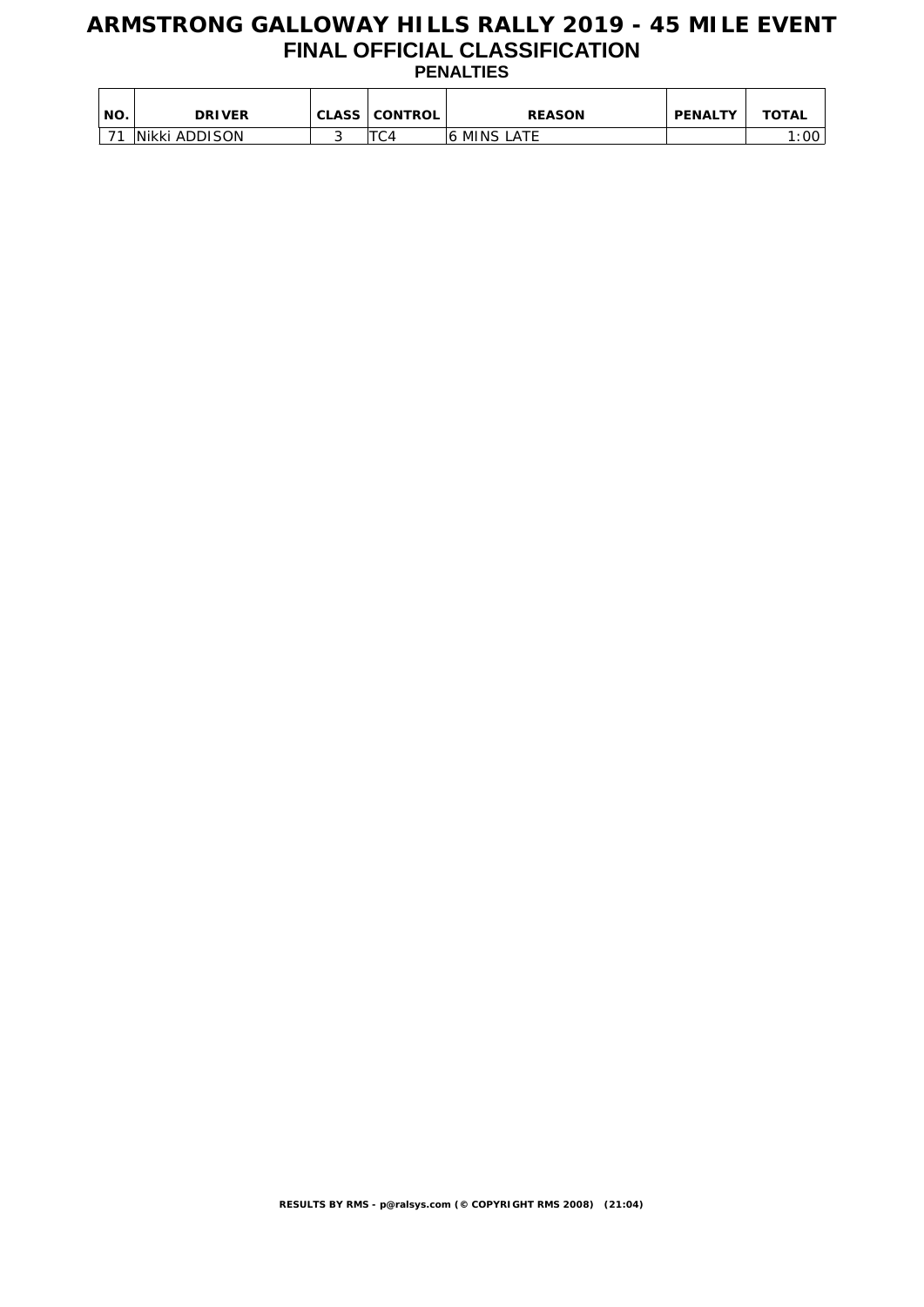# ARMSTRONG GALLOWAY HILLS RALLY 2019 - 45 MILE EVENT

## FINAL OFFICIAL CLASSIFICATION

### PENALTIES

| NO. | DRIVER | CLASS | CONTROL | REASON | PENALTY | TOTAL |
|---|---|---|---|---|---|---|
| 71 | Nikki ADDISON | 3 | TC4 | 6 MINS LATE | | 1:00 |

**RESULTS BY RMS - p@ralsys.com (© COPYRIGHT RMS 2008) (21:04)**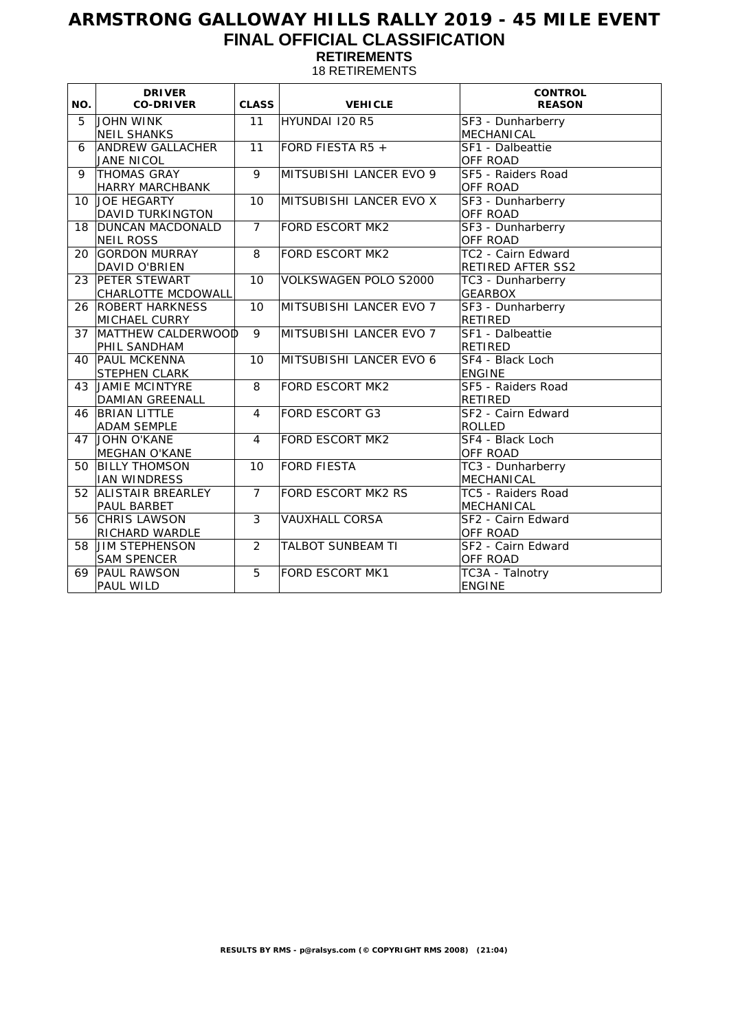# ARMSTRONG GALLOWAY HILLS RALLY 2019 - 45 MILE EVENT

## FINAL OFFICIAL CLASSIFICATION

### RETIREMENTS

18 RETIREMENTS

| NO. | DRIVER<br>CO-DRIVER | CLASS | VEHICLE | CONTROL<br>REASON |
|---|---|---|---|---|
| 5 | JOHN WINK<br>NEIL SHANKS | 11 | HYUNDAI I20 R5 | SF3 - Dunharberry<br>MECHANICAL |
| 6 | ANDREW GALLACHER<br>JANE NICOL | 11 | FORD FIESTA R5 + | SF1 - Dalbeattie<br>OFF ROAD |
| 9 | THOMAS GRAY<br>HARRY MARCHBANK | 9 | MITSUBISHI LANCER EVO 9 | SF5 - Raiders Road<br>OFF ROAD |
| 10 | JOE HEGARTY<br>DAVID TURKINGTON | 10 | MITSUBISHI LANCER EVO X | SF3 - Dunharberry<br>OFF ROAD |
| 18 | DUNCAN MACDONALD<br>NEIL ROSS | 7 | FORD ESCORT MK2 | SF3 - Dunharberry<br>OFF ROAD |
| 20 | GORDON MURRAY<br>DAVID O'BRIEN | 8 | FORD ESCORT MK2 | TC2 - Cairn Edward<br>RETIRED AFTER SS2 |
| 23 | PETER STEWART<br>CHARLOTTE MCDOWALL | 10 | VOLKSWAGEN POLO S2000 | TC3 - Dunharberry<br>GEARBOX |
| 26 | ROBERT HARKNESS<br>MICHAEL CURRY | 10 | MITSUBISHI LANCER EVO 7 | SF3 - Dunharberry<br>RETIRED |
| 37 | MATTHEW CALDERWOOD<br>PHIL SANDHAM | 9 | MITSUBISHI LANCER EVO 7 | SF1 - Dalbeattie<br>RETIRED |
| 40 | PAUL MCKENNA<br>STEPHEN CLARK | 10 | MITSUBISHI LANCER EVO 6 | SF4 - Black Loch<br>ENGINE |
| 43 | JAMIE MCINTYRE<br>DAMIAN GREENALL | 8 | FORD ESCORT MK2 | SF5 - Raiders Road<br>RETIRED |
| 46 | BRIAN LITTLE<br>ADAM SEMPLE | 4 | FORD ESCORT G3 | SF2 - Cairn Edward<br>ROLLED |
| 47 | JOHN O'KANE<br>MEGHAN O'KANE | 4 | FORD ESCORT MK2 | SF4 - Black Loch<br>OFF ROAD |
| 50 | BILLY THOMSON<br>IAN WINDRESS | 10 | FORD FIESTA | TC3 - Dunharberry<br>MECHANICAL |
| 52 | ALISTAIR BREARLEY<br>PAUL BARBET | 7 | FORD ESCORT MK2 RS | TC5 - Raiders Road<br>MECHANICAL |
| 56 | CHRIS LAWSON<br>RICHARD WARDLE | 3 | VAUXHALL CORSA | SF2 - Cairn Edward<br>OFF ROAD |
| 58 | JIM STEPHENSON<br>SAM SPENCER | 2 | TALBOT SUNBEAM TI | SF2 - Cairn Edward<br>OFF ROAD |
| 69 | PAUL RAWSON<br>PAUL WILD | 5 | FORD ESCORT MK1 | TC3A - Talnotry<br>ENGINE |

**RESULTS BY RMS - p@ralsys.com (© COPYRIGHT RMS 2008) (21:04)**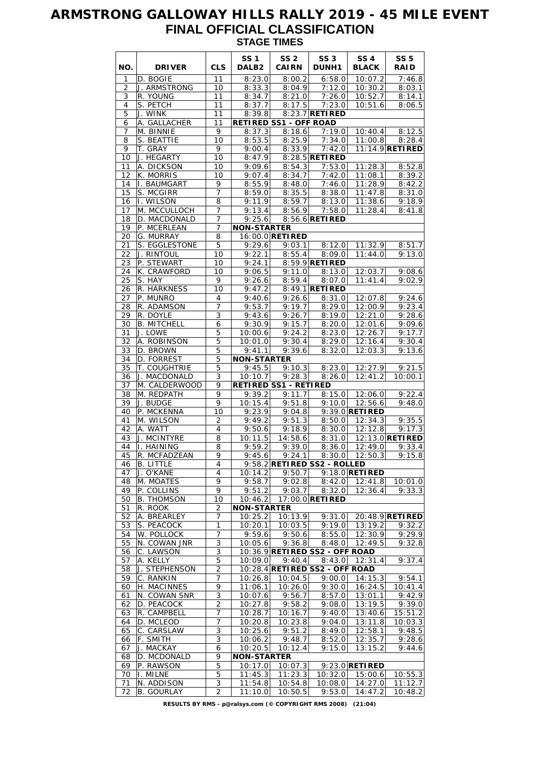# ARMSTRONG GALLOWAY HILLS RALLY 2019 - 45 MILE EVENT

## FINAL OFFICIAL CLASSIFICATION

### STAGE TIMES

| NO. | DRIVER | CLS | SS 1 DALB2 | SS 2 CAIRN | SS 3 DUNH1 | SS 4 BLACK | SS 5 RAID |
|---|---|---|---|---|---|---|---|
| 1 | D. BOGIE | 11 | 8:23.0 | 8:00.2 | 6:58.0 | 10:07.2 | 7:46.8 |
| 2 | J. ARMSTRONG | 10 | 8:33.3 | 8:04.9 | 7:12.0 | 10:30.2 | 8:03.1 |
| 3 | R. YOUNG | 11 | 8:34.7 | 8:21.0 | 7:26.0 | 10:52.7 | 8:14.1 |
| 4 | S. PETCH | 11 | 8:37.7 | 8:17.5 | 7:23.0 | 10:51.6 | 8:06.5 |
| 5 | J. WINK | 11 | 8:39.8 | 8:23.7 | **RETIRED** | | |
| 6 | A. GALLACHER | 11 | **RETIRED SS1 - OFF ROAD** | | | | |
| 7 | M. BINNIE | 9 | 8:37.3 | 8:18.6 | 7:19.0 | 10:40.4 | 8:12.5 |
| 8 | S. BEATTIE | 10 | 8:53.5 | 8:25.9 | 7:34.0 | 11:00.8 | 8:28.4 |
| 9 | T. GRAY | 9 | 9:00.4 | 8:33.9 | 7:42.0 | 11:14.9 | **RETIRED** |
| 10 | J. HEGARTY | 10 | 8:47.9 | 8:28.5 | **RETIRED** | | |
| 11 | A. DICKSON | 10 | 9:09.6 | 8:54.3 | 7:53.0 | 11:28.3 | 8:52.8 |
| 12 | K. MORRIS | 10 | 9:07.4 | 8:34.7 | 7:42.0 | 11:08.1 | 8:39.2 |
| 14 | I. BAUMGART | 9 | 8:55.9 | 8:48.0 | 7:46.0 | 11:28.9 | 8:42.2 |
| 15 | S. MCGIRR | 7 | 8:59.0 | 8:35.5 | 8:38.0 | 11:47.8 | 8:31.0 |
| 16 | I. WILSON | 8 | 9:11.9 | 8:59.7 | 8:13.0 | 11:38.6 | 9:18.9 |
| 17 | M. MCCULLOCH | 7 | 9:13.4 | 8:56.9 | 7:58.0 | 11:28.4 | 8:41.8 |
| 18 | D. MACDONALD | 7 | 9:25.6 | 8:56.6 | **RETIRED** | | |
| 19 | P. MCERLEAN | 7 | **NON-STARTER** | | | | |
| 20 | G. MURRAY | 8 | 16:00.0 | **RETIRED** | | | |
| 21 | S. EGGLESTONE | 5 | 9:29.6 | 9:03.1 | 8:12.0 | 11:32.9 | 8:51.7 |
| 22 | J. RINTOUL | 10 | 9:22.1 | 8:55.4 | 8:09.0 | 11:44.0 | 9:13.0 |
| 23 | P. STEWART | 10 | 9:24.1 | 8:59.9 | **RETIRED** | | |
| 24 | K. CRAWFORD | 10 | 9:06.5 | 9:11.0 | 8:13.0 | 12:03.7 | 9:08.6 |
| 25 | S. HAY | 9 | 9:26.6 | 8:59.4 | 8:07.0 | 11:41.4 | 9:02.9 |
| 26 | R. HARKNESS | 10 | 9:47.2 | 8:49.1 | **RETIRED** | | |
| 27 | P. MUNRO | 4 | 9:40.6 | 9:26.6 | 8:31.0 | 12:07.8 | 9:24.6 |
| 28 | R. ADAMSON | 7 | 9:53.7 | 9:19.7 | 8:29.0 | 12:00.9 | 9:23.4 |
| 29 | R. DOYLE | 3 | 9:43.6 | 9:26.7 | 8:19.0 | 12:21.0 | 9:28.6 |
| 30 | B. MITCHELL | 6 | 9:30.9 | 9:15.7 | 8:20.0 | 12:01.6 | 9:09.6 |
| 31 | J. LOWE | 5 | 10:00.6 | 9:24.2 | 8:23.0 | 12:26.7 | 9:17.7 |
| 32 | A. ROBINSON | 5 | 10:01.0 | 9:30.4 | 8:29.0 | 12:16.4 | 9:30.4 |
| 33 | D. BROWN | 5 | 9:41.1 | 9:39.6 | 8:32.0 | 12:03.3 | 9:13.6 |
| 34 | D. FORREST | 5 | **NON-STARTER** | | | | |
| 35 | T. COUGHTRIE | 5 | 9:45.5 | 9:10.3 | 8:23.0 | 12:27.9 | 9:21.5 |
| 36 | J. MACDONALD | 3 | 10:10.7 | 9:28.3 | 8:26.0 | 12:41.2 | 10:00.1 |
| 37 | M. CALDERWOOD | 9 | **RETIRED SS1 - RETIRED** | | | | |
| 38 | M. REDPATH | 9 | 9:39.2 | 9:11.7 | 8:15.0 | 12:06.0 | 9:22.4 |
| 39 | J. BUDGE | 9 | 10:15.4 | 9:51.8 | 9:10.0 | 12:56.6 | 9:48.0 |
| 40 | P. MCKENNA | 10 | 9:23.9 | 9:04.8 | 9:39.0 | **RETIRED** | |
| 41 | M. WILSON | 2 | 9:49.2 | 9:51.3 | 8:50.0 | 12:34.3 | 9:35.5 |
| 42 | A. WATT | 4 | 9:50.6 | 9:18.9 | 8:30.0 | 12:12.8 | 9:17.3 |
| 43 | J. MCINTYRE | 8 | 10:11.5 | 14:58.6 | 8:31.0 | 12:13.0 | **RETIRED** |
| 44 | I. HAINING | 8 | 9:59.2 | 9:39.0 | 8:36.0 | 12:49.0 | 9:33.4 |
| 45 | R. MCFADZEAN | 9 | 9:45.6 | 9:24.1 | 8:30.0 | 12:50.3 | 9:15.8 |
| 46 | B. LITTLE | 4 | 9:58.2 | **RETIRED SS2 - ROLLED** | | | |
| 47 | J. O'KANE | 4 | 10:14.2 | 9:50.7 | 9:18.0 | **RETIRED** | |
| 48 | M. MOATES | 9 | 9:58.7 | 9:02.8 | 8:42.0 | 12:41.8 | 10:01.0 |
| 49 | P. COLLINS | 9 | 9:51.2 | 9:03.7 | 8:32.0 | 12:36.4 | 9:33.3 |
| 50 | B. THOMSON | 10 | 10:46.2 | 17:00.0 | **RETIRED** | | |
| 51 | R. ROOK | 2 | **NON-STARTER** | | | | |
| 52 | A. BREARLEY | 7 | 10:25.2 | 10:13.9 | 9:31.0 | 20:48.9 | **RETIRED** |
| 53 | S. PEACOCK | 1 | 10:20.1 | 10:03.5 | 9:19.0 | 13:19.2 | 9:32.2 |
| 54 | W. POLLOCK | 7 | 9:59.6 | 9:50.6 | 8:55.0 | 12:30.9 | 9:29.9 |
| 55 | N. COWAN JNR | 3 | 10:05.6 | 9:36.8 | 8:48.0 | 12:49.5 | 9:32.8 |
| 56 | C. LAWSON | 3 | 10:36.9 | **RETIRED SS2 - OFF ROAD** | | | |
| 57 | A. KELLY | 5 | 10:09.0 | 9:40.4 | 8:43.0 | 12:31.4 | 9:37.4 |
| 58 | J. STEPHENSON | 2 | 10:28.4 | **RETIRED SS2 - OFF ROAD** | | | |
| 59 | C. RANKIN | 7 | 10:26.8 | 10:04.5 | 9:00.0 | 14:15.3 | 9:54.1 |
| 60 | H. MACINNES | 9 | 11:06.1 | 10:26.0 | 9:30.0 | 16:24.5 | 10:41.4 |
| 61 | N. COWAN SNR | 3 | 10:07.6 | 9:56.7 | 8:57.0 | 13:01.1 | 9:42.9 |
| 62 | D. PEACOCK | 2 | 10:27.8 | 9:58.2 | 9:08.0 | 13:19.5 | 9:39.0 |
| 63 | R. CAMPBELL | 7 | 10:28.7 | 10:16.7 | 9:40.0 | 13:40.6 | 15:51.2 |
| 64 | D. MCLEOD | 7 | 10:20.8 | 10:23.8 | 9:04.0 | 13:11.8 | 10:03.3 |
| 65 | C. CARSLAW | 3 | 10:25.6 | 9:51.2 | 8:49.0 | 12:58.1 | 9:48.5 |
| 66 | F. SMITH | 3 | 10:06.2 | 9:48.7 | 8:52.0 | 12:35.7 | 9:28.6 |
| 67 | J. MACKAY | 6 | 10:20.5 | 10:12.4 | 9:15.0 | 13:15.2 | 9:44.6 |
| 68 | D. MCDONALD | 9 | **NON-STARTER** | | | | |
| 69 | P. RAWSON | 5 | 10:17.0 | 10:07.3 | 9:23.0 | **RETIRED** | |
| 70 | I. MILNE | 5 | 11:45.3 | 11:23.3 | 10:32.0 | 15:00.6 | 10:55.3 |
| 71 | N. ADDISON | 3 | 11:54.8 | 10:54.8 | 10:08.0 | 14:27.0 | 11:12.7 |
| 72 | B. GOURLAY | 2 | 11:10.0 | 10:50.5 | 9:53.0 | 14:47.2 | 10:48.2 |

**RESULTS BY RMS - p@ralsys.com (© COPYRIGHT RMS 2008) (21:04)**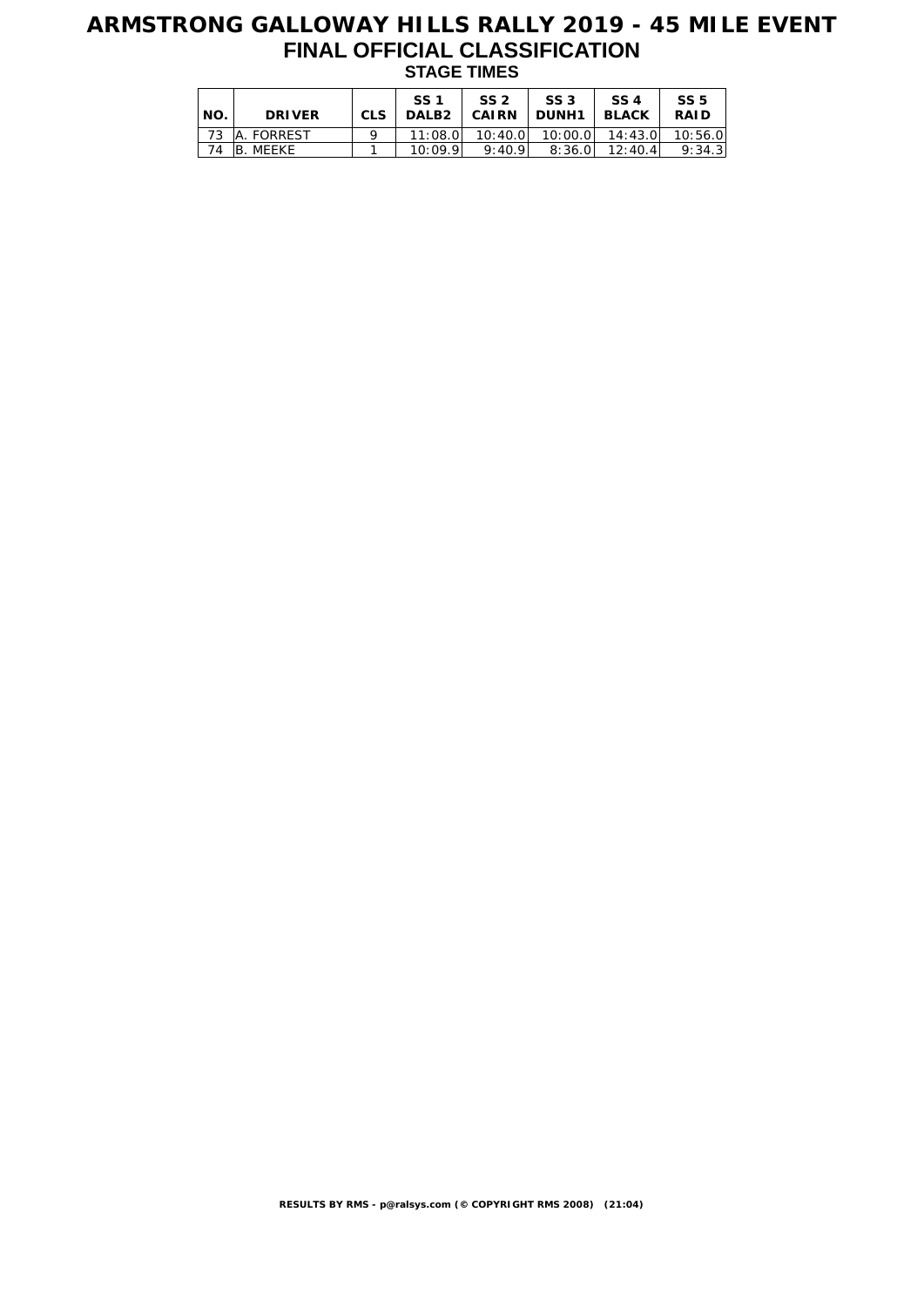# ARMSTRONG GALLOWAY HILLS RALLY 2019 - 45 MILE EVENT

## FINAL OFFICIAL CLASSIFICATION

### STAGE TIMES

| NO. | DRIVER | CLS | SS 1 DALB2 | SS 2 CAIRN | SS 3 DUNH1 | SS 4 BLACK | SS 5 RAID |
|---|---|---|---|---|---|---|---|
| 73 | A. FORREST | 9 | 11:08.0 | 10:40.0 | 10:00.0 | 14:43.0 | 10:56.0 |
| 74 | B. MEEKE | 1 | 10:09.9 | 9:40.9 | 8:36.0 | 12:40.4 | 9:34.3 |

RESULTS BY RMS - p@ralsys.com (© COPYRIGHT RMS 2008) (21:04)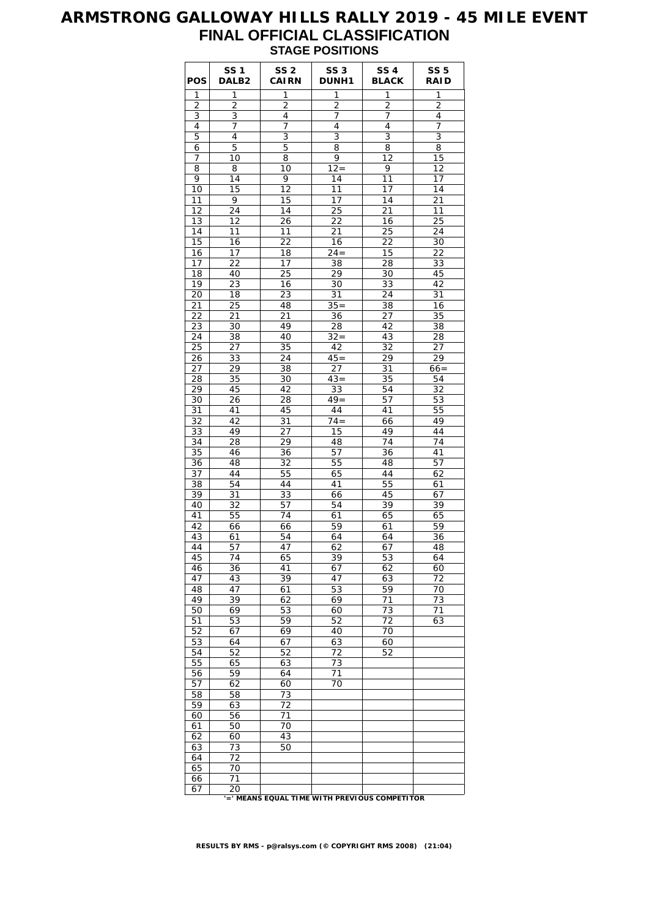# ARMSTRONG GALLOWAY HILLS RALLY 2019 - 45 MILE EVENT

## FINAL OFFICIAL CLASSIFICATION

### STAGE POSITIONS

| POS | SS 1 DALB2 | SS 2 CAIRN | SS 3 DUNH1 | SS 4 BLACK | SS 5 RAID |
|---|---|---|---|---|---|
| 1 | 1 | 1 | 1 | 1 | 1 |
| 2 | 2 | 2 | 2 | 2 | 2 |
| 3 | 3 | 4 | 7 | 7 | 4 |
| 4 | 7 | 7 | 4 | 4 | 7 |
| 5 | 4 | 3 | 3 | 3 | 3 |
| 6 | 5 | 5 | 8 | 8 | 8 |
| 7 | 10 | 8 | 9 | 12 | 15 |
| 8 | 8 | 10 | 12= | 9 | 12 |
| 9 | 14 | 9 | 14 | 11 | 17 |
| 10 | 15 | 12 | 11 | 17 | 14 |
| 11 | 9 | 15 | 17 | 14 | 21 |
| 12 | 24 | 14 | 25 | 21 | 11 |
| 13 | 12 | 26 | 22 | 16 | 25 |
| 14 | 11 | 11 | 21 | 25 | 24 |
| 15 | 16 | 22 | 16 | 22 | 30 |
| 16 | 17 | 18 | 24= | 15 | 22 |
| 17 | 22 | 17 | 38 | 28 | 33 |
| 18 | 40 | 25 | 29 | 30 | 45 |
| 19 | 23 | 16 | 30 | 33 | 42 |
| 20 | 18 | 23 | 31 | 24 | 31 |
| 21 | 25 | 48 | 35= | 38 | 16 |
| 22 | 21 | 21 | 36 | 27 | 35 |
| 23 | 30 | 49 | 28 | 42 | 38 |
| 24 | 38 | 40 | 32= | 43 | 28 |
| 25 | 27 | 35 | 42 | 32 | 27 |
| 26 | 33 | 24 | 45= | 29 | 29 |
| 27 | 29 | 38 | 27 | 31 | 66= |
| 28 | 35 | 30 | 43= | 35 | 54 |
| 29 | 45 | 42 | 33 | 54 | 32 |
| 30 | 26 | 28 | 49= | 57 | 53 |
| 31 | 41 | 45 | 44 | 41 | 55 |
| 32 | 42 | 31 | 74= | 66 | 49 |
| 33 | 49 | 27 | 15 | 49 | 44 |
| 34 | 28 | 29 | 48 | 74 | 74 |
| 35 | 46 | 36 | 57 | 36 | 41 |
| 36 | 48 | 32 | 55 | 48 | 57 |
| 37 | 44 | 55 | 65 | 44 | 62 |
| 38 | 54 | 44 | 41 | 55 | 61 |
| 39 | 31 | 33 | 66 | 45 | 67 |
| 40 | 32 | 57 | 54 | 39 | 39 |
| 41 | 55 | 74 | 61 | 65 | 65 |
| 42 | 66 | 66 | 59 | 61 | 59 |
| 43 | 61 | 54 | 64 | 64 | 36 |
| 44 | 57 | 47 | 62 | 67 | 48 |
| 45 | 74 | 65 | 39 | 53 | 64 |
| 46 | 36 | 41 | 67 | 62 | 60 |
| 47 | 43 | 39 | 47 | 63 | 72 |
| 48 | 47 | 61 | 53 | 59 | 70 |
| 49 | 39 | 62 | 69 | 71 | 73 |
| 50 | 69 | 53 | 60 | 73 | 71 |
| 51 | 53 | 59 | 52 | 72 | 63 |
| 52 | 67 | 69 | 40 | 70 | |
| 53 | 64 | 67 | 63 | 60 | |
| 54 | 52 | 52 | 72 | 52 | |
| 55 | 65 | 63 | 73 | | |
| 56 | 59 | 64 | 71 | | |
| 57 | 62 | 60 | 70 | | |
| 58 | 58 | 73 | | | |
| 59 | 63 | 72 | | | |
| 60 | 56 | 71 | | | |
| 61 | 50 | 70 | | | |
| 62 | 60 | 43 | | | |
| 63 | 73 | 50 | | | |
| 64 | 72 | | | | |
| 65 | 70 | | | | |
| 66 | 71 | | | | |
| 67 | 20 | | | | |

'=' MEANS EQUAL TIME WITH PREVIOUS COMPETITOR

RESULTS BY RMS - p@ralsys.com (© COPYRIGHT RMS 2008) (21:04)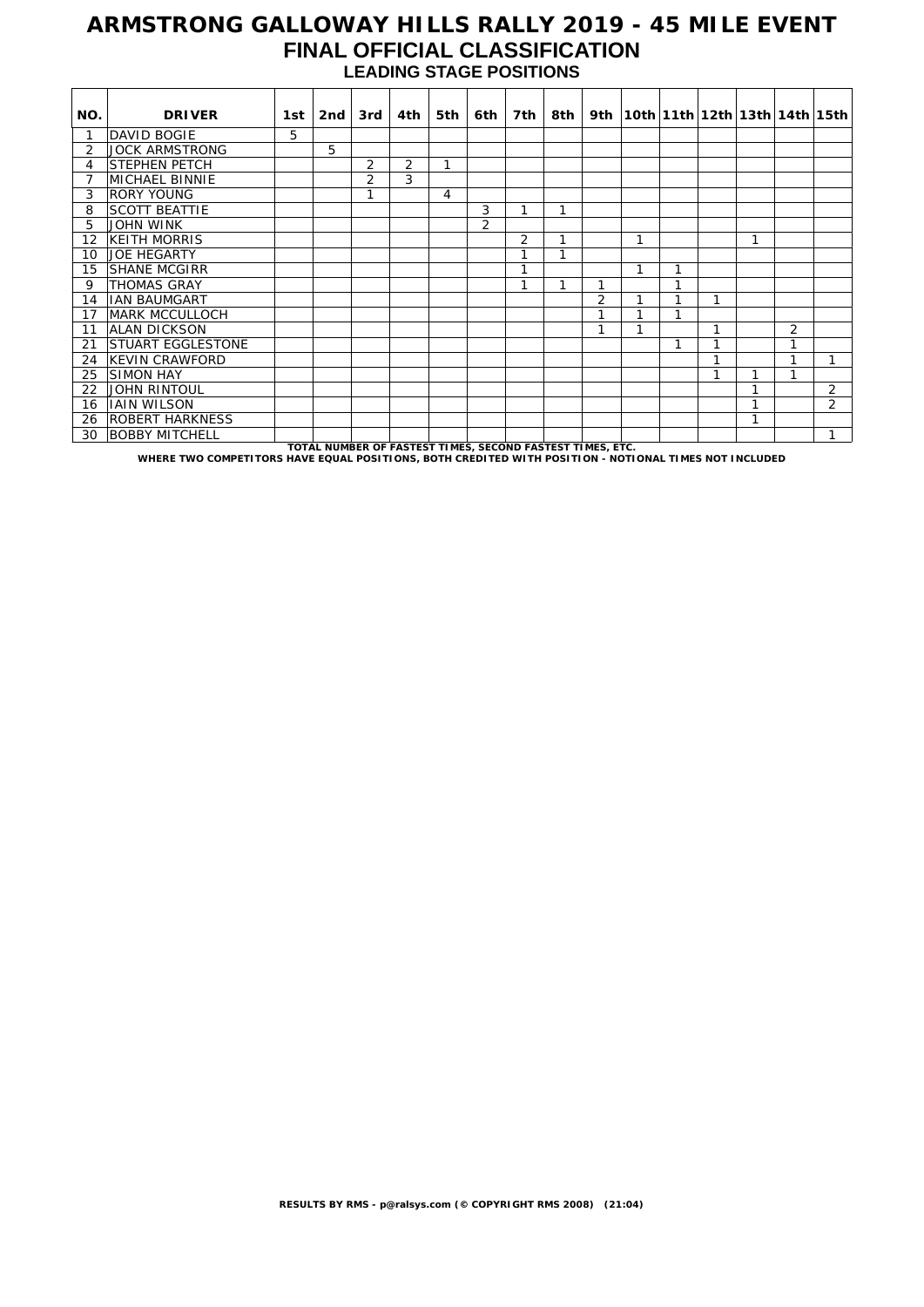# ARMSTRONG GALLOWAY HILLS RALLY 2019 - 45 MILE EVENT

## FINAL OFFICIAL CLASSIFICATION

### LEADING STAGE POSITIONS

| NO. | DRIVER | 1st | 2nd | 3rd | 4th | 5th | 6th | 7th | 8th | 9th | 10th | 11th | 12th | 13th | 14th | 15th |
|---|---|---|---|---|---|---|---|---|---|---|---|---|---|---|---|---|
| 1 | DAVID BOGIE | 5 | | | | | | | | | | | | | | |
| 2 | JOCK ARMSTRONG | | 5 | | | | | | | | | | | | | |
| 4 | STEPHEN PETCH | | | 2 | 2 | 1 | | | | | | | | | | |
| 7 | MICHAEL BINNIE | | | 2 | 3 | | | | | | | | | | | |
| 3 | RORY YOUNG | | | 1 | | 4 | | | | | | | | | | |
| 8 | SCOTT BEATTIE | | | | | | 3 | 1 | 1 | | | | | | | |
| 5 | JOHN WINK | | | | | | 2 | | | | | | | | | |
| 12 | KEITH MORRIS | | | | | | | 2 | 1 | | 1 | | | 1 | | |
| 10 | JOE HEGARTY | | | | | | | 1 | 1 | | | | | | | |
| 15 | SHANE MCGIRR | | | | | | | 1 | | | 1 | 1 | | | | |
| 9 | THOMAS GRAY | | | | | | | 1 | 1 | 1 | | 1 | | | | |
| 14 | IAN BAUMGART | | | | | | | | | 2 | 1 | 1 | 1 | | | |
| 17 | MARK MCCULLOCH | | | | | | | | | 1 | 1 | 1 | | | | |
| 11 | ALAN DICKSON | | | | | | | | | 1 | 1 | | 1 | | 2 | |
| 21 | STUART EGGLESTONE | | | | | | | | | | | 1 | 1 | | 1 | |
| 24 | KEVIN CRAWFORD | | | | | | | | | | | | 1 | | 1 | 1 |
| 25 | SIMON HAY | | | | | | | | | | | | 1 | 1 | 1 | |
| 22 | JOHN RINTOUL | | | | | | | | | | | | | 1 | | 2 |
| 16 | IAIN WILSON | | | | | | | | | | | | | 1 | | 2 |
| 26 | ROBERT HARKNESS | | | | | | | | | | | | | 1 | | |
| 30 | BOBBY MITCHELL | | | | | | | | | | | | | | | 1 |

**TOTAL NUMBER OF FASTEST TIMES, SECOND FASTEST TIMES, ETC.**

**WHERE TWO COMPETITORS HAVE EQUAL POSITIONS, BOTH CREDITED WITH POSITION - NOTIONAL TIMES NOT INCLUDED**

**RESULTS BY RMS - p@ralsys.com (© COPYRIGHT RMS 2008) (21:04)**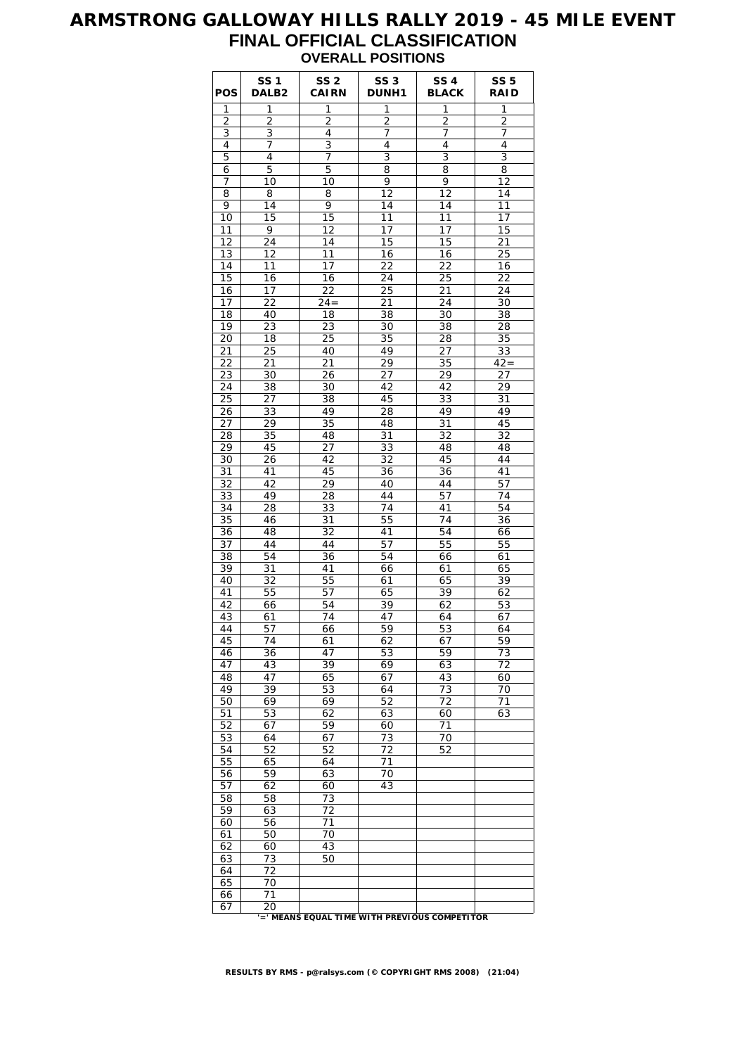# ARMSTRONG GALLOWAY HILLS RALLY 2019 - 45 MILE EVENT

## FINAL OFFICIAL CLASSIFICATION

### OVERALL POSITIONS

| POS | SS 1 DALB2 | SS 2 CAIRN | SS 3 DUNH1 | SS 4 BLACK | SS 5 RAID |
|---|---|---|---|---|---|
| 1 | 1 | 1 | 1 | 1 | 1 |
| 2 | 2 | 2 | 2 | 2 | 2 |
| 3 | 3 | 4 | 7 | 7 | 7 |
| 4 | 7 | 3 | 4 | 4 | 4 |
| 5 | 4 | 7 | 3 | 3 | 3 |
| 6 | 5 | 5 | 8 | 8 | 8 |
| 7 | 10 | 10 | 9 | 9 | 12 |
| 8 | 8 | 8 | 12 | 12 | 14 |
| 9 | 14 | 9 | 14 | 14 | 11 |
| 10 | 15 | 15 | 11 | 11 | 17 |
| 11 | 9 | 12 | 17 | 17 | 15 |
| 12 | 24 | 14 | 15 | 15 | 21 |
| 13 | 12 | 11 | 16 | 16 | 25 |
| 14 | 11 | 17 | 22 | 22 | 16 |
| 15 | 16 | 16 | 24 | 25 | 22 |
| 16 | 17 | 22 | 25 | 21 | 24 |
| 17 | 22 | 24= | 21 | 24 | 30 |
| 18 | 40 | 18 | 38 | 30 | 38 |
| 19 | 23 | 23 | 30 | 38 | 28 |
| 20 | 18 | 25 | 35 | 28 | 35 |
| 21 | 25 | 40 | 49 | 27 | 33 |
| 22 | 21 | 21 | 29 | 35 | 42= |
| 23 | 30 | 26 | 27 | 29 | 27 |
| 24 | 38 | 30 | 42 | 42 | 29 |
| 25 | 27 | 38 | 45 | 33 | 31 |
| 26 | 33 | 49 | 28 | 49 | 49 |
| 27 | 29 | 35 | 48 | 31 | 45 |
| 28 | 35 | 48 | 31 | 32 | 32 |
| 29 | 45 | 27 | 33 | 48 | 48 |
| 30 | 26 | 42 | 32 | 45 | 44 |
| 31 | 41 | 45 | 36 | 36 | 41 |
| 32 | 42 | 29 | 40 | 44 | 57 |
| 33 | 49 | 28 | 44 | 57 | 74 |
| 34 | 28 | 33 | 74 | 41 | 54 |
| 35 | 46 | 31 | 55 | 74 | 36 |
| 36 | 48 | 32 | 41 | 54 | 66 |
| 37 | 44 | 44 | 57 | 55 | 55 |
| 38 | 54 | 36 | 54 | 66 | 61 |
| 39 | 31 | 41 | 66 | 61 | 65 |
| 40 | 32 | 55 | 61 | 65 | 39 |
| 41 | 55 | 57 | 65 | 39 | 62 |
| 42 | 66 | 54 | 39 | 62 | 53 |
| 43 | 61 | 74 | 47 | 64 | 67 |
| 44 | 57 | 66 | 59 | 53 | 64 |
| 45 | 74 | 61 | 62 | 67 | 59 |
| 46 | 36 | 47 | 53 | 59 | 73 |
| 47 | 43 | 39 | 69 | 63 | 72 |
| 48 | 47 | 65 | 67 | 43 | 60 |
| 49 | 39 | 53 | 64 | 73 | 70 |
| 50 | 69 | 69 | 52 | 72 | 71 |
| 51 | 53 | 62 | 63 | 60 | 63 |
| 52 | 67 | 59 | 60 | 71 | |
| 53 | 64 | 67 | 73 | 70 | |
| 54 | 52 | 52 | 72 | 52 | |
| 55 | 65 | 64 | 71 | | |
| 56 | 59 | 63 | 70 | | |
| 57 | 62 | 60 | 43 | | |
| 58 | 58 | 73 | | | |
| 59 | 63 | 72 | | | |
| 60 | 56 | 71 | | | |
| 61 | 50 | 70 | | | |
| 62 | 60 | 43 | | | |
| 63 | 73 | 50 | | | |
| 64 | 72 | | | | |
| 65 | 70 | | | | |
| 66 | 71 | | | | |
| 67 | 20 | | | | |

'=' MEANS EQUAL TIME WITH PREVIOUS COMPETITOR

RESULTS BY RMS - p@ralsys.com (© COPYRIGHT RMS 2008) (21:04)